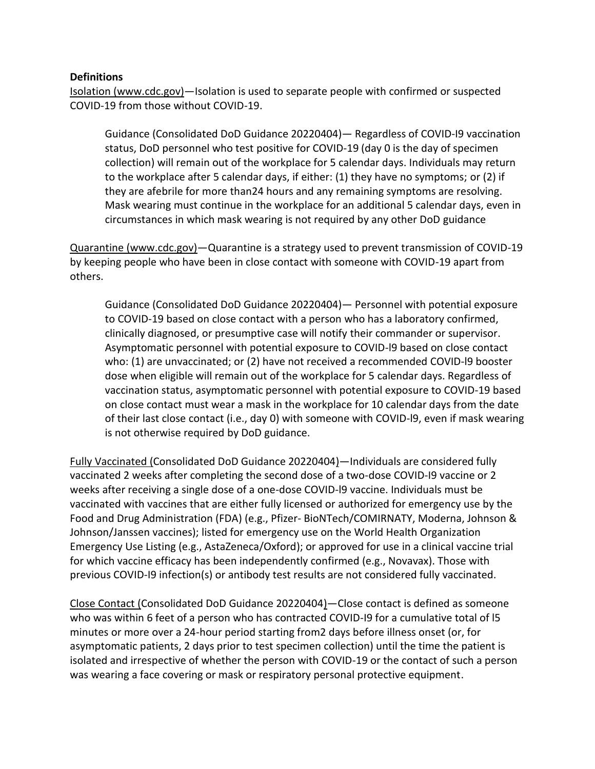**Definitions**

Isolation (www.cdc.gov)—Isolation is used to separate people with confirmed or suspected COVID-19 from those without COVID-19.

> Guidance (Consolidated DoD Guidance 20220404)— Regardless of COVID-I9 vaccination status, DoD personnel who test positive for COVID-19 (day 0 is the day of specimen collection) will remain out of the workplace for 5 calendar days. Individuals may return to the workplace after 5 calendar days, if either: (1) they have no symptoms; or (2) if they are afebrile for more than24 hours and any remaining symptoms are resolving. Mask wearing must continue in the workplace for an additional 5 calendar days, even in circumstances in which mask wearing is not required by any other DoD guidance

Quarantine (www.cdc.gov)—Quarantine is a strategy used to prevent transmission of COVID-19 by keeping people who have been in close contact with someone with COVID-19 apart from others.

> Guidance (Consolidated DoD Guidance 20220404)— Personnel with potential exposure to COVID-19 based on close contact with a person who has a laboratory confirmed, clinically diagnosed, or presumptive case will notify their commander or supervisor. Asymptomatic personnel with potential exposure to COVID-l9 based on close contact who: (1) are unvaccinated; or (2) have not received a recommended COVID-l9 booster dose when eligible will remain out of the workplace for 5 calendar days. Regardless of vaccination status, asymptomatic personnel with potential exposure to COVID-19 based on close contact must wear a mask in the workplace for 10 calendar days from the date of their last close contact (i.e., day 0) with someone with COVID-l9, even if mask wearing is not otherwise required by DoD guidance.

Fully Vaccinated (Consolidated DoD Guidance 20220404)—Individuals are considered fully vaccinated 2 weeks after completing the second dose of a two-dose COVID-I9 vaccine or 2 weeks after receiving a single dose of a one-dose COVID-l9 vaccine. Individuals must be vaccinated with vaccines that are either fully licensed or authorized for emergency use by the Food and Drug Administration (FDA) (e.g., Pfizer- BioNTech/COMIRNATY, Moderna, Johnson & Johnson/Janssen vaccines); listed for emergency use on the World Health Organization Emergency Use Listing (e.g., AstaZeneca/Oxford); or approved for use in a clinical vaccine trial for which vaccine efficacy has been independently confirmed (e.g., Novavax). Those with previous COVID-I9 infection(s) or antibody test results are not considered fully vaccinated.

Close Contact (Consolidated DoD Guidance 20220404)—Close contact is defined as someone who was within 6 feet of a person who has contracted COVID-I9 for a cumulative total of l5 minutes or more over a 24-hour period starting from2 days before illness onset (or, for asymptomatic patients, 2 days prior to test specimen collection) until the time the patient is isolated and irrespective of whether the person with COVID-19 or the contact of such a person was wearing a face covering or mask or respiratory personal protective equipment.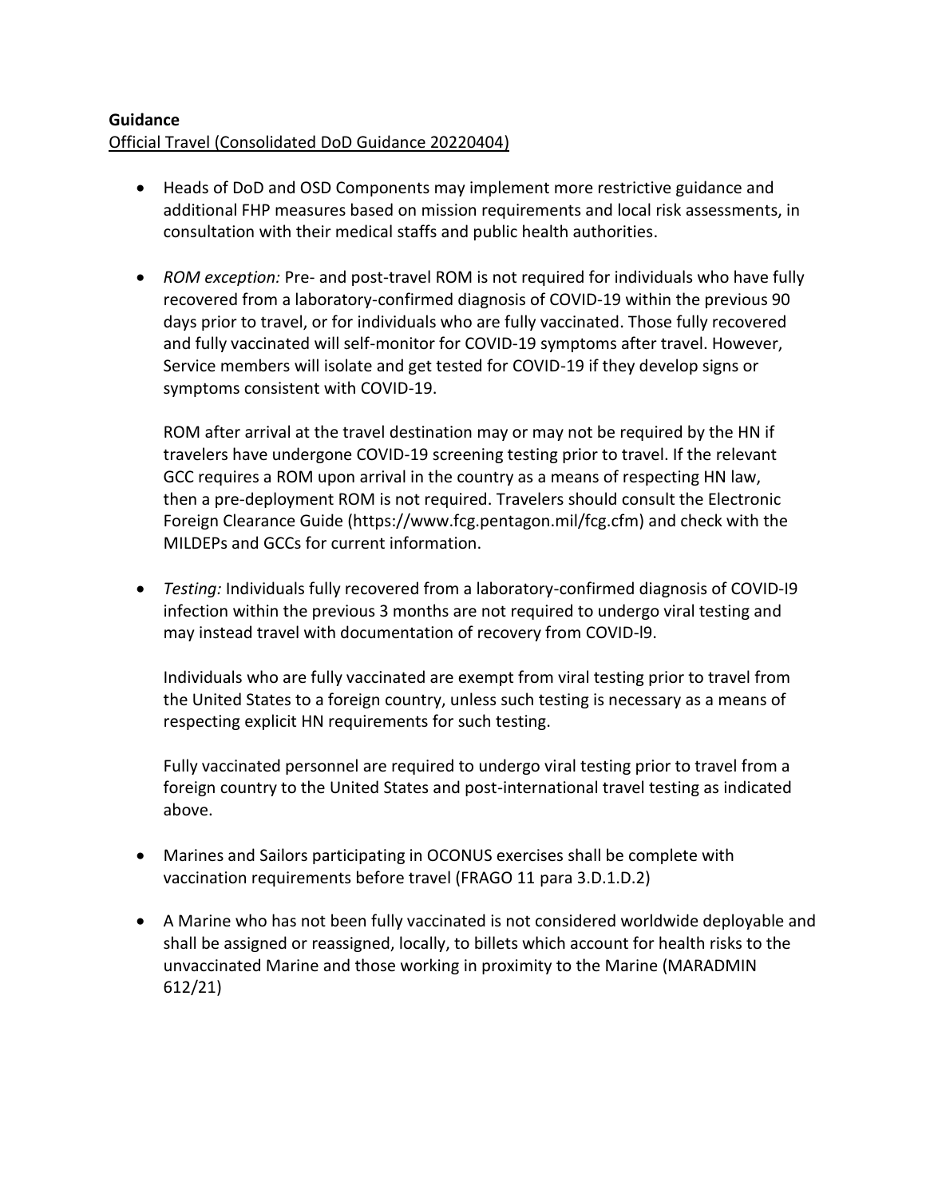**Guidance**

Official Travel (Consolidated DoD Guidance 20220404)

- Heads of DoD and OSD Components may implement more restrictive guidance and additional FHP measures based on mission requirements and local risk assessments, in consultation with their medical staffs and public health authorities.

- *ROM exception:* Pre- and post-travel ROM is not required for individuals who have fully recovered from a laboratory-confirmed diagnosis of COVID-19 within the previous 90 days prior to travel, or for individuals who are fully vaccinated. Those fully recovered and fully vaccinated will self-monitor for COVID-19 symptoms after travel. However, Service members will isolate and get tested for COVID-19 if they develop signs or symptoms consistent with COVID-19.

  ROM after arrival at the travel destination may or may not be required by the HN if travelers have undergone COVID-19 screening testing prior to travel. If the relevant GCC requires a ROM upon arrival in the country as a means of respecting HN law, then a pre-deployment ROM is not required. Travelers should consult the Electronic Foreign Clearance Guide (https://www.fcg.pentagon.mil/fcg.cfm) and check with the MILDEPs and GCCs for current information.

- *Testing:* Individuals fully recovered from a laboratory-confirmed diagnosis of COVID-I9 infection within the previous 3 months are not required to undergo viral testing and may instead travel with documentation of recovery from COVID-l9.

  Individuals who are fully vaccinated are exempt from viral testing prior to travel from the United States to a foreign country, unless such testing is necessary as a means of respecting explicit HN requirements for such testing.

  Fully vaccinated personnel are required to undergo viral testing prior to travel from a foreign country to the United States and post-international travel testing as indicated above.

- Marines and Sailors participating in OCONUS exercises shall be complete with vaccination requirements before travel (FRAGO 11 para 3.D.1.D.2)

- A Marine who has not been fully vaccinated is not considered worldwide deployable and shall be assigned or reassigned, locally, to billets which account for health risks to the unvaccinated Marine and those working in proximity to the Marine (MARADMIN 612/21)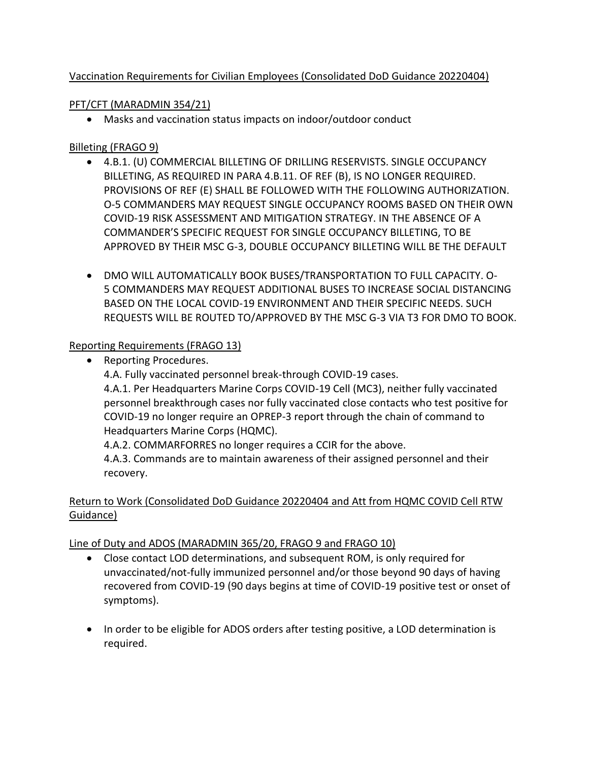Vaccination Requirements for Civilian Employees (Consolidated DoD Guidance 20220404)

PFT/CFT (MARADMIN 354/21)

- Masks and vaccination status impacts on indoor/outdoor conduct

Billeting (FRAGO 9)

- 4.B.1. (U) COMMERCIAL BILLETING OF DRILLING RESERVISTS. SINGLE OCCUPANCY BILLETING, AS REQUIRED IN PARA 4.B.11. OF REF (B), IS NO LONGER REQUIRED. PROVISIONS OF REF (E) SHALL BE FOLLOWED WITH THE FOLLOWING AUTHORIZATION. O-5 COMMANDERS MAY REQUEST SINGLE OCCUPANCY ROOMS BASED ON THEIR OWN COVID-19 RISK ASSESSMENT AND MITIGATION STRATEGY. IN THE ABSENCE OF A COMMANDER'S SPECIFIC REQUEST FOR SINGLE OCCUPANCY BILLETING, TO BE APPROVED BY THEIR MSC G-3, DOUBLE OCCUPANCY BILLETING WILL BE THE DEFAULT

- DMO WILL AUTOMATICALLY BOOK BUSES/TRANSPORTATION TO FULL CAPACITY. O-5 COMMANDERS MAY REQUEST ADDITIONAL BUSES TO INCREASE SOCIAL DISTANCING BASED ON THE LOCAL COVID-19 ENVIRONMENT AND THEIR SPECIFIC NEEDS. SUCH REQUESTS WILL BE ROUTED TO/APPROVED BY THE MSC G-3 VIA T3 FOR DMO TO BOOK.

Reporting Requirements (FRAGO 13)

- Reporting Procedures.
  4.A. Fully vaccinated personnel break-through COVID-19 cases.
  4.A.1. Per Headquarters Marine Corps COVID-19 Cell (MC3), neither fully vaccinated personnel breakthrough cases nor fully vaccinated close contacts who test positive for COVID-19 no longer require an OPREP-3 report through the chain of command to Headquarters Marine Corps (HQMC).
  4.A.2. COMMARFORRES no longer requires a CCIR for the above.
  4.A.3. Commands are to maintain awareness of their assigned personnel and their recovery.

Return to Work (Consolidated DoD Guidance 20220404 and Att from HQMC COVID Cell RTW Guidance)

Line of Duty and ADOS (MARADMIN 365/20, FRAGO 9 and FRAGO 10)

- Close contact LOD determinations, and subsequent ROM, is only required for unvaccinated/not-fully immunized personnel and/or those beyond 90 days of having recovered from COVID-19 (90 days begins at time of COVID-19 positive test or onset of symptoms).

- In order to be eligible for ADOS orders after testing positive, a LOD determination is required.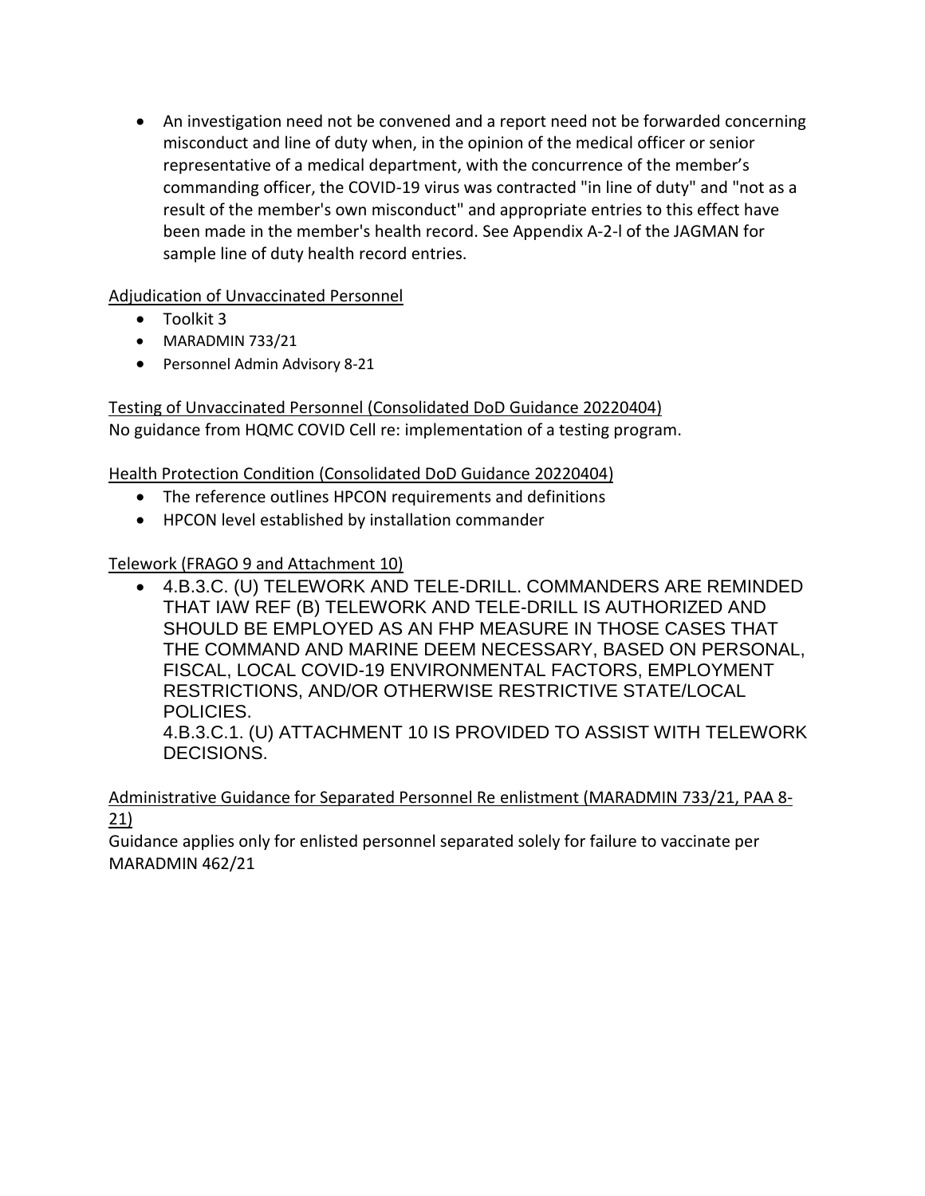- An investigation need not be convened and a report need not be forwarded concerning misconduct and line of duty when, in the opinion of the medical officer or senior representative of a medical department, with the concurrence of the member's commanding officer, the COVID-19 virus was contracted "in line of duty" and "not as a result of the member's own misconduct" and appropriate entries to this effect have been made in the member's health record. See Appendix A-2-l of the JAGMAN for sample line of duty health record entries.

<u>Adjudication of Unvaccinated Personnel</u>

- Toolkit 3
- MARADMIN 733/21
- Personnel Admin Advisory 8-21

<u>Testing of Unvaccinated Personnel (Consolidated DoD Guidance 20220404)</u>

No guidance from HQMC COVID Cell re: implementation of a testing program.

<u>Health Protection Condition (Consolidated DoD Guidance 20220404)</u>

- The reference outlines HPCON requirements and definitions
- HPCON level established by installation commander

<u>Telework (FRAGO 9 and Attachment 10)</u>

- 4.B.3.C. (U) TELEWORK AND TELE-DRILL. COMMANDERS ARE REMINDED THAT IAW REF (B) TELEWORK AND TELE-DRILL IS AUTHORIZED AND SHOULD BE EMPLOYED AS AN FHP MEASURE IN THOSE CASES THAT THE COMMAND AND MARINE DEEM NECESSARY, BASED ON PERSONAL, FISCAL, LOCAL COVID-19 ENVIRONMENTAL FACTORS, EMPLOYMENT RESTRICTIONS, AND/OR OTHERWISE RESTRICTIVE STATE/LOCAL POLICIES.
  4.B.3.C.1. (U) ATTACHMENT 10 IS PROVIDED TO ASSIST WITH TELEWORK DECISIONS.

<u>Administrative Guidance for Separated Personnel Re enlistment (MARADMIN 733/21, PAA 8-21)</u>

Guidance applies only for enlisted personnel separated solely for failure to vaccinate per MARADMIN 462/21